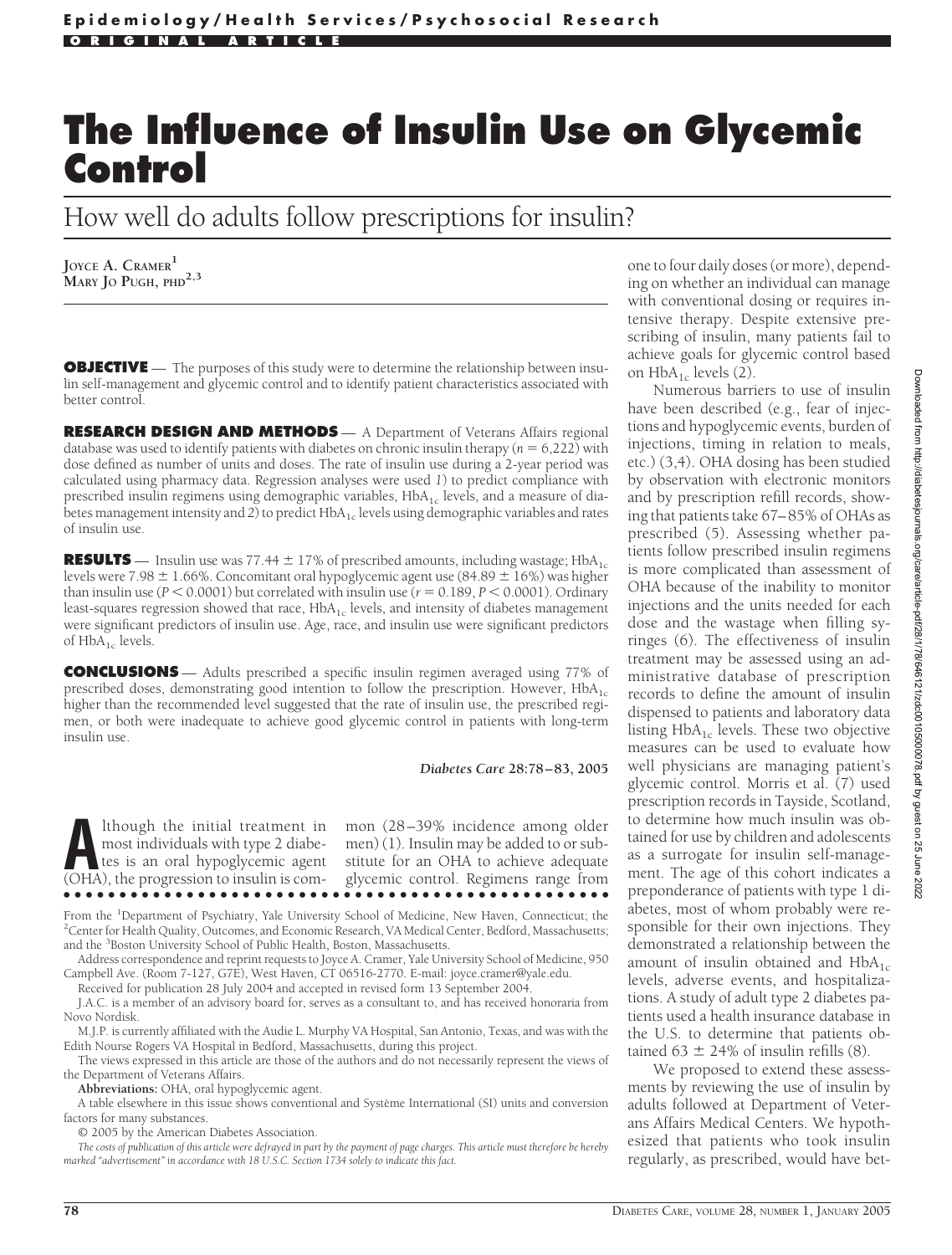Epidemiology/Health Services/Psychosocial Research

ORIGINAL ARTICLE

# The Influence of Insulin Use on Glycemic Control

## How well do adults follow prescriptions for insulin?

JOYCE A. CRAMER[1]
MARY JO PUGH, PHD[2,3]

**OBJECTIVE** — The purposes of this study were to determine the relationship between insulin self-management and glycemic control and to identify patient characteristics associated with better control.

**RESEARCH DESIGN AND METHODS** — A Department of Veterans Affairs regional database was used to identify patients with diabetes on chronic insulin therapy ($n = 6{,}222$) with dose defined as number of units and doses. The rate of insulin use during a 2-year period was calculated using pharmacy data. Regression analyses were used *1*) to predict compliance with prescribed insulin regimens using demographic variables, $HbA_{1c}$ levels, and a measure of diabetes management intensity and *2*) to predict $HbA_{1c}$ levels using demographic variables and rates of insulin use.

**RESULTS** — Insulin use was 77.44 ± 17% of prescribed amounts, including wastage; $HbA_{1c}$ levels were 7.98 ± 1.66%. Concomitant oral hypoglycemic agent use (84.89 ± 16%) was higher than insulin use ($P < 0.0001$) but correlated with insulin use ($r = 0.189$, $P < 0.0001$). Ordinary least-squares regression showed that race, $HbA_{1c}$ levels, and intensity of diabetes management were significant predictors of insulin use. Age, race, and insulin use were significant predictors of $HbA_{1c}$ levels.

**CONCLUSIONS** — Adults prescribed a specific insulin regimen averaged using 77% of prescribed doses, demonstrating good intention to follow the prescription. However, $HbA_{1c}$ higher than the recommended level suggested that the rate of insulin use, the prescribed regimen, or both were inadequate to achieve good glycemic control in patients with long-term insulin use.

*Diabetes Care* **28:78–83, 2005**

Although the initial treatment in most individuals with type 2 diabetes is an oral hypoglycemic agent (OHA), the progression to insulin is common (28–39% incidence among older men) (1). Insulin may be added to or substitute for an OHA to achieve adequate glycemic control. Regimens range from one to four daily doses (or more), depending on whether an individual can manage with conventional dosing or requires intensive therapy. Despite extensive prescribing of insulin, many patients fail to achieve goals for glycemic control based on $HbA_{1c}$ levels (2).

Numerous barriers to use of insulin have been described (e.g., fear of injections and hypoglycemic events, burden of injections, timing in relation to meals, etc.) (3,4). OHA dosing has been studied by observation with electronic monitors and by prescription refill records, showing that patients take 67–85% of OHAs as prescribed (5). Assessing whether patients follow prescribed insulin regimens is more complicated than assessment of OHA because of the inability to monitor injections and the units needed for each dose and the wastage when filling syringes (6). The effectiveness of insulin treatment may be assessed using an administrative database of prescription records to define the amount of insulin dispensed to patients and laboratory data listing $HbA_{1c}$ levels. These two objective measures can be used to evaluate how well physicians are managing patient's glycemic control. Morris et al. (7) used prescription records in Tayside, Scotland, to determine how much insulin was obtained for use by children and adolescents as a surrogate for insulin self-management. The age of this cohort indicates a preponderance of patients with type 1 diabetes, most of whom probably were responsible for their own injections. They demonstrated a relationship between the amount of insulin obtained and $HbA_{1c}$ levels, adverse events, and hospitalizations. A study of adult type 2 diabetes patients used a health insurance database in the U.S. to determine that patients obtained 63 ± 24% of insulin refills (8).

We proposed to extend these assessments by reviewing the use of insulin by adults followed at Department of Veterans Affairs Medical Centers. We hypothesized that patients who took insulin regularly, as prescribed, would have bet-

From the [1]Department of Psychiatry, Yale University School of Medicine, New Haven, Connecticut; the [2]Center for Health Quality, Outcomes, and Economic Research, VA Medical Center, Bedford, Massachusetts; and the [3]Boston University School of Public Health, Boston, Massachusetts.

Address correspondence and reprint requests to Joyce A. Cramer, Yale University School of Medicine, 950 Campbell Ave. (Room 7-127, G7E), West Haven, CT 06516-2770. E-mail: joyce.cramer@yale.edu.

Received for publication 28 July 2004 and accepted in revised form 13 September 2004.

J.A.C. is a member of an advisory board for, serves as a consultant to, and has received honoraria from Novo Nordisk.

M.J.P. is currently affiliated with the Audie L. Murphy VA Hospital, San Antonio, Texas, and was with the Edith Nourse Rogers VA Hospital in Bedford, Massachusetts, during this project.

The views expressed in this article are those of the authors and do not necessarily represent the views of the Department of Veterans Affairs.

**Abbreviations:** OHA, oral hypoglycemic agent.

A table elsewhere in this issue shows conventional and Système International (SI) units and conversion factors for many substances.

© 2005 by the American Diabetes Association.

*The costs of publication of this article were defrayed in part by the payment of page charges. This article must therefore be hereby marked "advertisement" in accordance with 18 U.S.C. Section 1734 solely to indicate this fact.*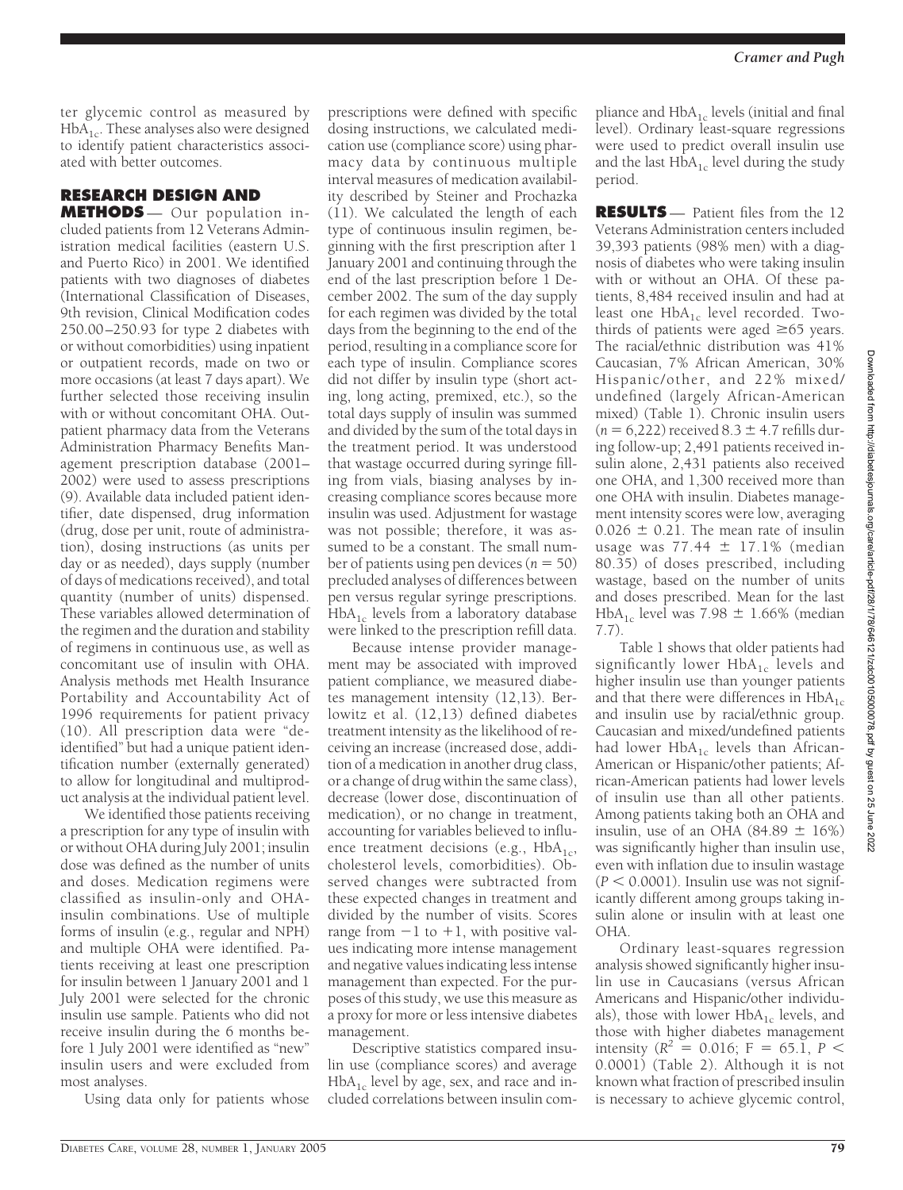ter glycemic control as measured by $HbA_{1c}$. These analyses also were designed to identify patient characteristics associated with better outcomes.

## RESEARCH DESIGN AND METHODS

Our population included patients from 12 Veterans Administration medical facilities (eastern U.S. and Puerto Rico) in 2001. We identified patients with two diagnoses of diabetes (International Classification of Diseases, 9th revision, Clinical Modification codes 250.00–250.93 for type 2 diabetes with or without comorbidities) using inpatient or outpatient records, made on two or more occasions (at least 7 days apart). We further selected those receiving insulin with or without concomitant OHA. Outpatient pharmacy data from the Veterans Administration Pharmacy Benefits Management prescription database (2001–2002) were used to assess prescriptions (9). Available data included patient identifier, date dispensed, drug information (drug, dose per unit, route of administration), dosing instructions (as units per day or as needed), days supply (number of days of medications received), and total quantity (number of units) dispensed. These variables allowed determination of the regimen and the duration and stability of regimens in continuous use, as well as concomitant use of insulin with OHA. Analysis methods met Health Insurance Portability and Accountability Act of 1996 requirements for patient privacy (10). All prescription data were "deidentified" but had a unique patient identification number (externally generated) to allow for longitudinal and multiproduct analysis at the individual patient level.

We identified those patients receiving a prescription for any type of insulin with or without OHA during July 2001; insulin dose was defined as the number of units and doses. Medication regimens were classified as insulin-only and OHA-insulin combinations. Use of multiple forms of insulin (e.g., regular and NPH) and multiple OHA were identified. Patients receiving at least one prescription for insulin between 1 January 2001 and 1 July 2001 were selected for the chronic insulin use sample. Patients who did not receive insulin during the 6 months before 1 July 2001 were identified as "new" insulin users and were excluded from most analyses.

Using data only for patients whose prescriptions were defined with specific dosing instructions, we calculated medication use (compliance score) using pharmacy data by continuous multiple interval measures of medication availability described by Steiner and Prochazka (11). We calculated the length of each type of continuous insulin regimen, beginning with the first prescription after 1 January 2001 and continuing through the end of the last prescription before 1 December 2002. The sum of the day supply for each regimen was divided by the total days from the beginning to the end of the period, resulting in a compliance score for each type of insulin. Compliance scores did not differ by insulin type (short acting, long acting, premixed, etc.), so the total days supply of insulin was summed and divided by the sum of the total days in the treatment period. It was understood that wastage occurred during syringe filling from vials, biasing analyses by increasing compliance scores because more insulin was used. Adjustment for wastage was not possible; therefore, it was assumed to be a constant. The small number of patients using pen devices ($n = 50$) precluded analyses of differences between pen versus regular syringe prescriptions. $HbA_{1c}$ levels from a laboratory database were linked to the prescription refill data.

Because intense provider management may be associated with improved patient compliance, we measured diabetes management intensity (12,13). Berlowitz et al. (12,13) defined diabetes treatment intensity as the likelihood of receiving an increase (increased dose, addition of a medication in another drug class, or a change of drug within the same class), decrease (lower dose, discontinuation of medication), or no change in treatment, accounting for variables believed to influence treatment decisions (e.g., $HbA_{1c}$, cholesterol levels, comorbidities). Observed changes were subtracted from these expected changes in treatment and divided by the number of visits. Scores range from $-1$ to $+1$, with positive values indicating more intense management and negative values indicating less intense management than expected. For the purposes of this study, we use this measure as a proxy for more or less intensive diabetes management.

Descriptive statistics compared insulin use (compliance scores) and average $HbA_{1c}$ level by age, sex, and race and included correlations between insulin compliance and $HbA_{1c}$ levels (initial and final level). Ordinary least-square regressions were used to predict overall insulin use and the last $HbA_{1c}$ level during the study period.

## RESULTS

Patient files from the 12 Veterans Administration centers included 39,393 patients (98% men) with a diagnosis of diabetes who were taking insulin with or without an OHA. Of these patients, 8,484 received insulin and had at least one $HbA_{1c}$ level recorded. Two-thirds of patients were aged ≥65 years. The racial/ethnic distribution was 41% Caucasian, 7% African American, 30% Hispanic/other, and 22% mixed/undefined (largely African-American mixed) (Table 1). Chronic insulin users ($n = 6,222$) received $8.3 \pm 4.7$ refills during follow-up; 2,491 patients received insulin alone, 2,431 patients also received one OHA, and 1,300 received more than one OHA with insulin. Diabetes management intensity scores were low, averaging $0.026 \pm 0.21$. The mean rate of insulin usage was $77.44 \pm 17.1\%$ (median 80.35) of doses prescribed, including wastage, based on the number of units and doses prescribed. Mean for the last $HbA_{1c}$ level was $7.98 \pm 1.66\%$ (median 7.7).

Table 1 shows that older patients had significantly lower $HbA_{1c}$ levels and higher insulin use than younger patients and that there were differences in $HbA_{1c}$ and insulin use by racial/ethnic group. Caucasian and mixed/undefined patients had lower $HbA_{1c}$ levels than African-American or Hispanic/other patients; African-American patients had lower levels of insulin use than all other patients. Among patients taking both an OHA and insulin, use of an OHA ($84.89 \pm 16\%$) was significantly higher than insulin use, even with inflation due to insulin wastage ($P < 0.0001$). Insulin use was not significantly different among groups taking insulin alone or insulin with at least one OHA.

Ordinary least-squares regression analysis showed significantly higher insulin use in Caucasians (versus African Americans and Hispanic/other individuals), those with lower $HbA_{1c}$ levels, and those with higher diabetes management intensity ($R^2 = 0.016$; $F = 65.1$, $P < 0.0001$) (Table 2). Although it is not known what fraction of prescribed insulin is necessary to achieve glycemic control,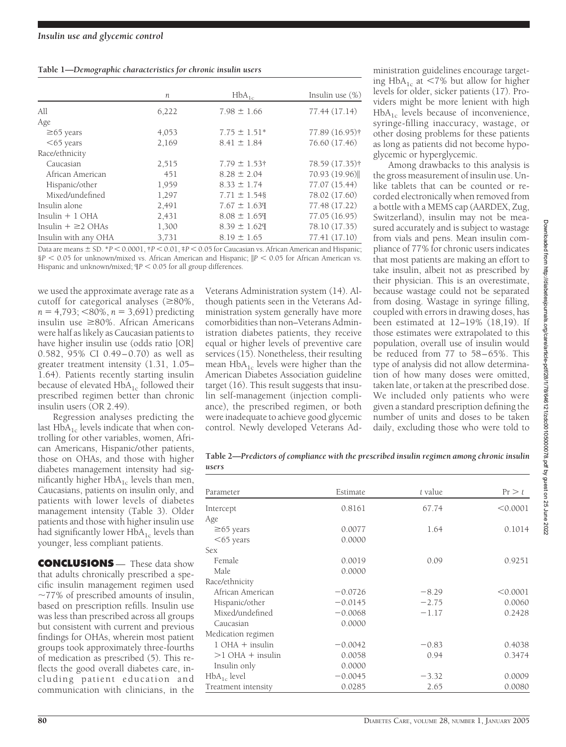**Table 1—Demographic characteristics for chronic insulin users**

| | $n$ | $HbA_{1c}$ | Insulin use (%) |
|---|---|---|---|
| All | 6,222 | 7.98 ± 1.66 | 77.44 (17.14) |
| Age | | | |
| ≥65 years | 4,053 | 7.75 ± 1.51* | 77.89 (16.95)† |
| <65 years | 2,169 | 8.41 ± 1.84 | 76.60 (17.46) |
| Race/ethnicity | | | |
| Caucasian | 2,515 | 7.79 ± 1.53† | 78.59 (17.35)† |
| African American | 451 | 8.28 ± 2.04 | 70.93 (19.96)‖ |
| Hispanic/other | 1,959 | 8.33 ± 1.74 | 77.07 (15.44) |
| Mixed/undefined | 1,297 | 7.71 ± 1.54§ | 78.02 (17.60) |
| Insulin alone | 2,491 | 7.67 ± 1.63¶ | 77.48 (17.22) |
| Insulin + 1 OHA | 2,431 | 8.08 ± 1.65¶ | 77.05 (16.95) |
| Insulin + ≥2 OHAs | 1,300 | 8.39 ± 1.62¶ | 78.10 (17.35) |
| Insulin with any OHA | 3,731 | 8.19 ± 1.65 | 77.41 (17.10) |

Data are means ± SD. *$P < 0.0001$, †$P < 0.01$, ‡$P < 0.05$ for Caucasian vs. African American and Hispanic; §$P < 0.05$ for unknown/mixed vs. African American and Hispanic; ‖$P < 0.05$ for African American vs. Hispanic and unknown/mixed; ¶$P < 0.05$ for all group differences.

we used the approximate average rate as a cutoff for categorical analyses (≥80%, $n = 4,793$; <80%, $n = 3,691$) predicting insulin use ≥80%. African Americans were half as likely as Caucasian patients to have higher insulin use (odds ratio [OR] 0.582, 95% CI 0.49–0.70) as well as greater treatment intensity (1.31, 1.05–1.64). Patients recently starting insulin because of elevated $HbA_{1c}$ followed their prescribed regimen better than chronic insulin users (OR 2.49).

Regression analyses predicting the last $HbA_{1c}$ levels indicate that when controlling for other variables, women, African Americans, Hispanic/other patients, those on OHAs, and those with higher diabetes management intensity had significantly higher $HbA_{1c}$ levels than men, Caucasians, patients on insulin only, and patients with lower levels of diabetes management intensity (Table 3). Older patients and those with higher insulin use had significantly lower $HbA_{1c}$ levels than younger, less compliant patients.

**CONCLUSIONS** — These data show that adults chronically prescribed a specific insulin management regimen used ~77% of prescribed amounts of insulin, based on prescription refills. Insulin use was less than prescribed across all groups but consistent with current and previous findings for OHAs, wherein most patient groups took approximately three-fourths of medication as prescribed (5). This reflects the good overall diabetes care, including patient education and communication with clinicians, in the Veterans Administration system (14). Although patients seen in the Veterans Administration system generally have more comorbidities than non–Veterans Administration diabetes patients, they receive equal or higher levels of preventive care services (15). Nonetheless, their resulting mean $HbA_{1c}$ levels were higher than the American Diabetes Association guideline target (16). This result suggests that insulin self-management (injection compliance), the prescribed regimen, or both were inadequate to achieve good glycemic control. Newly developed Veterans Administration guidelines encourage targeting $HbA_{1c}$ at <7% but allow for higher levels for older, sicker patients (17). Providers might be more lenient with high $HbA_{1c}$ levels because of inconvenience, syringe-filling inaccuracy, wastage, or other dosing problems for these patients as long as patients did not become hypoglycemic or hyperglycemic.

Among drawbacks to this analysis is the gross measurement of insulin use. Unlike tablets that can be counted or recorded electronically when removed from a bottle with a MEMS cap (AARDEX, Zug, Switzerland), insulin may not be measured accurately and is subject to wastage from vials and pens. Mean insulin compliance of 77% for chronic users indicates that most patients are making an effort to take insulin, albeit not as prescribed by their physician. This is an overestimate, because wastage could not be separated from dosing. Wastage in syringe filling, coupled with errors in drawing doses, has been estimated at 12–19% (18,19). If those estimates were extrapolated to this population, overall use of insulin would be reduced from 77 to 58–65%. This type of analysis did not allow determination of how many doses were omitted, taken late, or taken at the prescribed dose. We included only patients who were given a standard prescription defining the number of units and doses to be taken daily, excluding those who were told to

**Table 2—Predictors of compliance with the prescribed insulin regimen among chronic insulin users**

| Parameter | Estimate | $t$ value | Pr > $t$ |
|---|---|---|---|
| Intercept | 0.8161 | 67.74 | <0.0001 |
| Age | | | |
| ≥65 years | 0.0077 | 1.64 | 0.1014 |
| <65 years | 0.0000 | | |
| Sex | | | |
| Female | 0.0019 | 0.09 | 0.9251 |
| Male | 0.0000 | | |
| Race/ethnicity | | | |
| African American | −0.0726 | −8.29 | <0.0001 |
| Hispanic/other | −0.0145 | −2.75 | 0.0060 |
| Mixed/undefined | −0.0068 | −1.17 | 0.2428 |
| Caucasian | 0.0000 | | |
| Medication regimen | | | |
| 1 OHA + insulin | −0.0042 | −0.83 | 0.4038 |
| >1 OHA + insulin | 0.0058 | 0.94 | 0.3474 |
| Insulin only | 0.0000 | | |
| $HbA_{1c}$ level | −0.0045 | −3.32 | 0.0009 |
| Treatment intensity | 0.0285 | 2.65 | 0.0080 |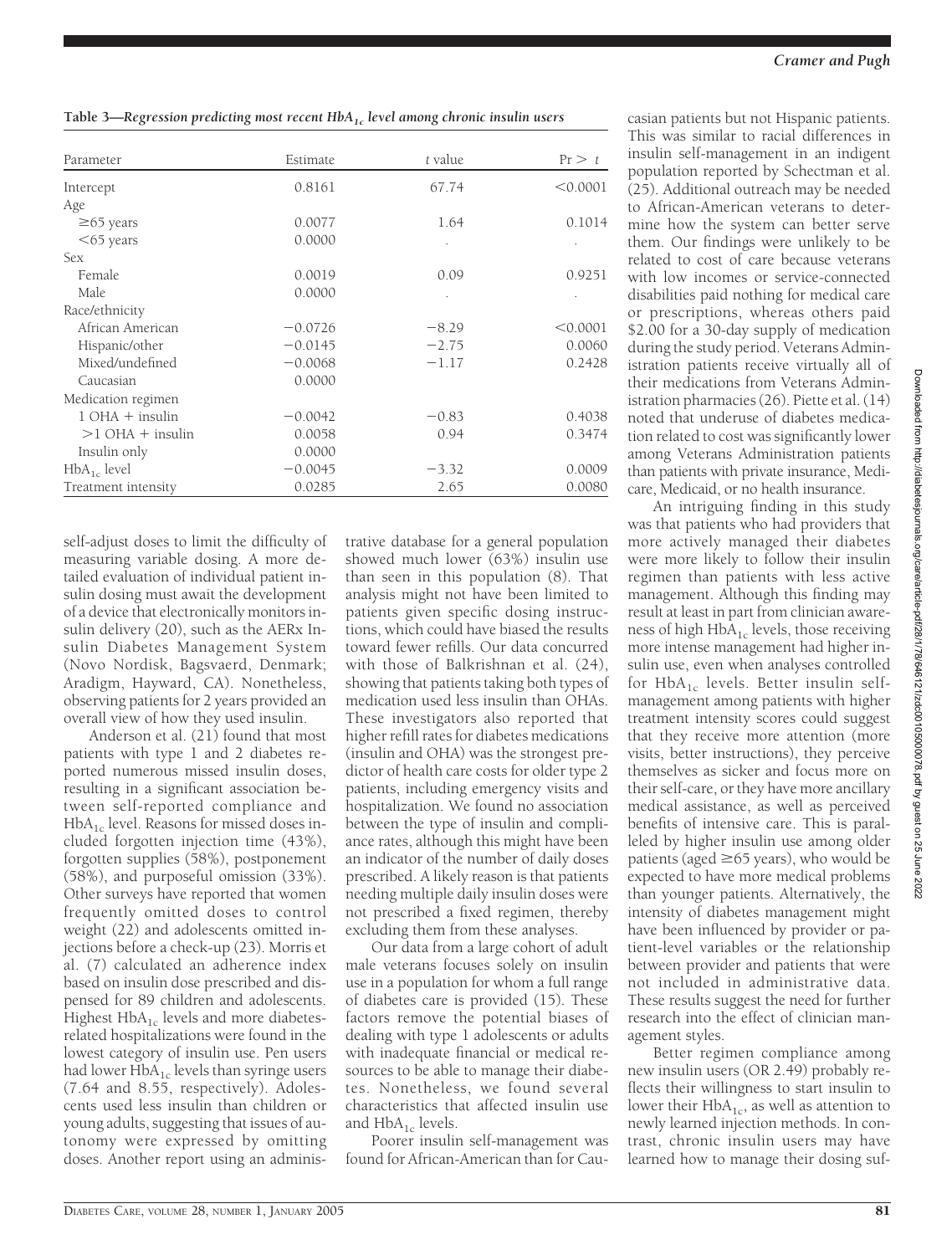**Table 3—Regression predicting most recent $HbA_{1c}$ level among chronic insulin users**

| Parameter | Estimate | t value | Pr > t |
|---|---|---|---|
| Intercept | 0.8161 | 67.74 | <0.0001 |
| Age | | | |
| ≥65 years | 0.0077 | 1.64 | 0.1014 |
| <65 years | 0.0000 | . | . |
| Sex | | | |
| Female | 0.0019 | 0.09 | 0.9251 |
| Male | 0.0000 | . | . |
| Race/ethnicity | | | |
| African American | −0.0726 | −8.29 | <0.0001 |
| Hispanic/other | −0.0145 | −2.75 | 0.0060 |
| Mixed/undefined | −0.0068 | −1.17 | 0.2428 |
| Caucasian | 0.0000 | | |
| Medication regimen | | | |
| 1 OHA + insulin | −0.0042 | −0.83 | 0.4038 |
| >1 OHA + insulin | 0.0058 | 0.94 | 0.3474 |
| Insulin only | 0.0000 | | |
| $HbA_{1c}$ level | −0.0045 | −3.32 | 0.0009 |
| Treatment intensity | 0.0285 | 2.65 | 0.0080 |

self-adjust doses to limit the difficulty of measuring variable dosing. A more detailed evaluation of individual patient insulin dosing must await the development of a device that electronically monitors insulin delivery (20), such as the AERx Insulin Diabetes Management System (Novo Nordisk, Bagsvaerd, Denmark; Aradigm, Hayward, CA). Nonetheless, observing patients for 2 years provided an overall view of how they used insulin.

Anderson et al. (21) found that most patients with type 1 and 2 diabetes reported numerous missed insulin doses, resulting in a significant association between self-reported compliance and $HbA_{1c}$ level. Reasons for missed doses included forgotten injection time (43%), forgotten supplies (58%), postponement (58%), and purposeful omission (33%). Other surveys have reported that women frequently omitted doses to control weight (22) and adolescents omitted injections before a check-up (23). Morris et al. (7) calculated an adherence index based on insulin dose prescribed and dispensed for 89 children and adolescents. Highest $HbA_{1c}$ levels and more diabetes-related hospitalizations were found in the lowest category of insulin use. Pen users had lower $HbA_{1c}$ levels than syringe users (7.64 and 8.55, respectively). Adolescents used less insulin than children or young adults, suggesting that issues of autonomy were expressed by omitting doses. Another report using an administrative database for a general population showed much lower (63%) insulin use than seen in this population (8). That analysis might not have been limited to patients given specific dosing instructions, which could have biased the results toward fewer refills. Our data concurred with those of Balkrishnan et al. (24), showing that patients taking both types of medication used less insulin than OHAs. These investigators also reported that higher refill rates for diabetes medications (insulin and OHA) was the strongest predictor of health care costs for older type 2 patients, including emergency visits and hospitalization. We found no association between the type of insulin and compliance rates, although this might have been an indicator of the number of daily doses prescribed. A likely reason is that patients needing multiple daily insulin doses were not prescribed a fixed regimen, thereby excluding them from these analyses.

Our data from a large cohort of adult male veterans focuses solely on insulin use in a population for whom a full range of diabetes care is provided (15). These factors remove the potential biases of dealing with type 1 adolescents or adults with inadequate financial or medical resources to be able to manage their diabetes. Nonetheless, we found several characteristics that affected insulin use and $HbA_{1c}$ levels.

Poorer insulin self-management was found for African-American than for Caucasian patients but not Hispanic patients. This was similar to racial differences in insulin self-management in an indigent population reported by Schectman et al. (25). Additional outreach may be needed to African-American veterans to determine how the system can better serve them. Our findings were unlikely to be related to cost of care because veterans with low incomes or service-connected disabilities paid nothing for medical care or prescriptions, whereas others paid $2.00 for a 30-day supply of medication during the study period. Veterans Administration patients receive virtually all of their medications from Veterans Administration pharmacies (26). Piette et al. (14) noted that underuse of diabetes medication related to cost was significantly lower among Veterans Administration patients than patients with private insurance, Medicare, Medicaid, or no health insurance.

An intriguing finding in this study was that patients who had providers that more actively managed their diabetes were more likely to follow their insulin regimen than patients with less active management. Although this finding may result at least in part from clinician awareness of high $HbA_{1c}$ levels, those receiving more intense management had higher insulin use, even when analyses controlled for $HbA_{1c}$ levels. Better insulin self-management among patients with higher treatment intensity scores could suggest that they receive more attention (more visits, better instructions), they perceive themselves as sicker and focus more on their self-care, or they have more ancillary medical assistance, as well as perceived benefits of intensive care. This is paralleled by higher insulin use among older patients (aged ≥65 years), who would be expected to have more medical problems than younger patients. Alternatively, the intensity of diabetes management might have been influenced by provider or patient-level variables or the relationship between provider and patients that were not included in administrative data. These results suggest the need for further research into the effect of clinician management styles.

Better regimen compliance among new insulin users (OR 2.49) probably reflects their willingness to start insulin to lower their $HbA_{1c}$, as well as attention to newly learned injection methods. In contrast, chronic insulin users may have learned how to manage their dosing suf-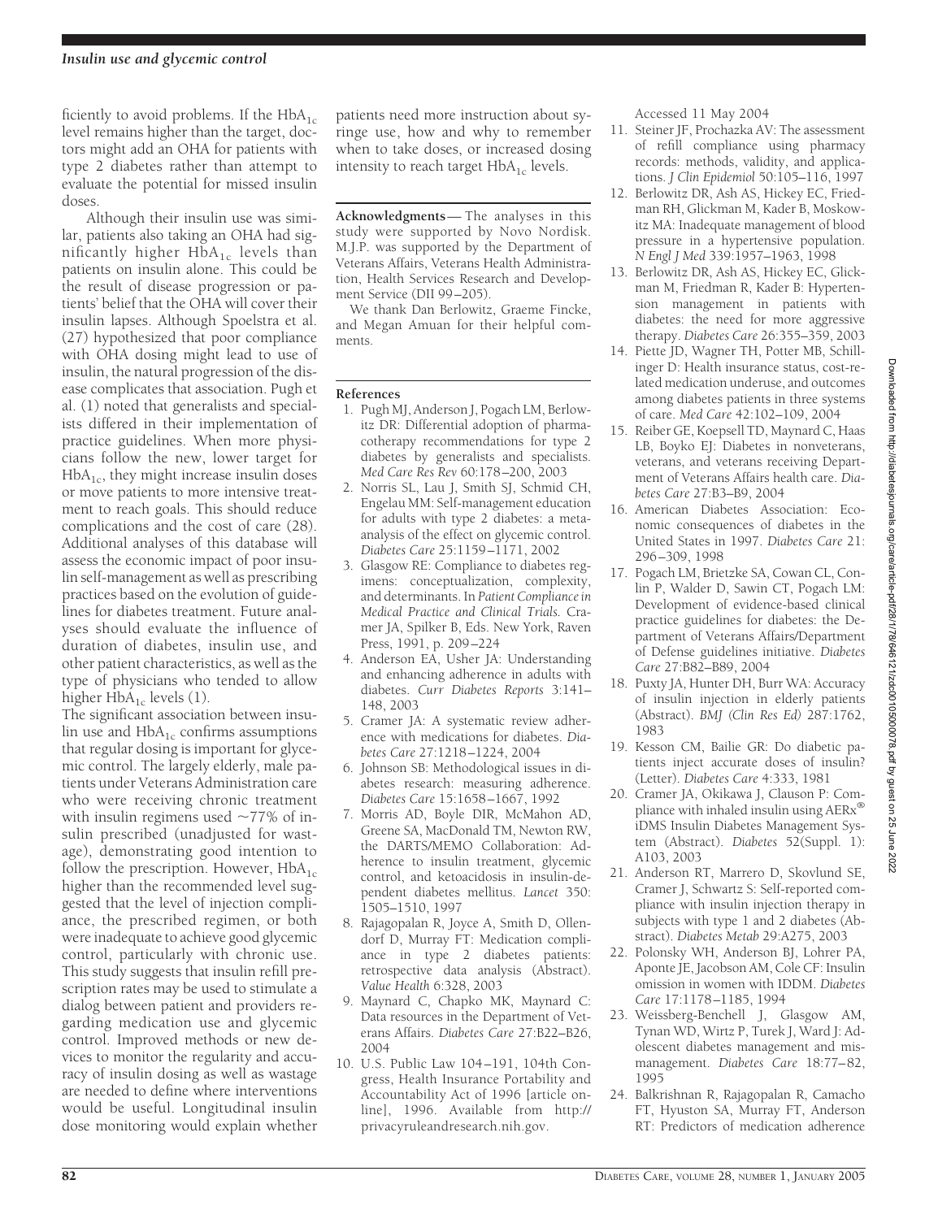ficiently to avoid problems. If the $HbA_{1c}$ level remains higher than the target, doctors might add an OHA for patients with type 2 diabetes rather than attempt to evaluate the potential for missed insulin doses.

Although their insulin use was similar, patients also taking an OHA had significantly higher $HbA_{1c}$ levels than patients on insulin alone. This could be the result of disease progression or patients' belief that the OHA will cover their insulin lapses. Although Spoelstra et al. (27) hypothesized that poor compliance with OHA dosing might lead to use of insulin, the natural progression of the disease complicates that association. Pugh et al. (1) noted that generalists and specialists differed in their implementation of practice guidelines. When more physicians follow the new, lower target for $HbA_{1c}$, they might increase insulin doses or move patients to more intensive treatment to reach goals. This should reduce complications and the cost of care (28). Additional analyses of this database will assess the economic impact of poor insulin self-management as well as prescribing practices based on the evolution of guidelines for diabetes treatment. Future analyses should evaluate the influence of duration of diabetes, insulin use, and other patient characteristics, as well as the type of physicians who tended to allow higher $HbA_{1c}$ levels (1).

The significant association between insulin use and $HbA_{1c}$ confirms assumptions that regular dosing is important for glycemic control. The largely elderly, male patients under Veterans Administration care who were receiving chronic treatment with insulin regimens used ~77% of insulin prescribed (unadjusted for wastage), demonstrating good intention to follow the prescription. However, $HbA_{1c}$ higher than the recommended level suggested that the level of injection compliance, the prescribed regimen, or both were inadequate to achieve good glycemic control, particularly with chronic use. This study suggests that insulin refill prescription rates may be used to stimulate a dialog between patient and providers regarding medication use and glycemic control. Improved methods or new devices to monitor the regularity and accuracy of insulin dosing as well as wastage are needed to define where interventions would be useful. Longitudinal insulin dose monitoring would explain whether patients need more instruction about syringe use, how and why to remember when to take doses, or increased dosing intensity to reach target $HbA_{1c}$ levels.

**Acknowledgments**— The analyses in this study were supported by Novo Nordisk. M.J.P. was supported by the Department of Veterans Affairs, Veterans Health Administration, Health Services Research and Development Service (DII 99–205).

We thank Dan Berlowitz, Graeme Fincke, and Megan Amuan for their helpful comments.

## References

1. Pugh MJ, Anderson J, Pogach LM, Berlowitz DR: Differential adoption of pharmacotherapy recommendations for type 2 diabetes by generalists and specialists. *Med Care Res Rev* 60:178–200, 2003
2. Norris SL, Lau J, Smith SJ, Schmid CH, Engelau MM: Self-management education for adults with type 2 diabetes: a meta-analysis of the effect on glycemic control. *Diabetes Care* 25:1159–1171, 2002
3. Glasgow RE: Compliance to diabetes regimens: conceptualization, complexity, and determinants. In *Patient Compliance in Medical Practice and Clinical Trials.* Cramer JA, Spilker B, Eds. New York, Raven Press, 1991, p. 209–224
4. Anderson EA, Usher JA: Understanding and enhancing adherence in adults with diabetes. *Curr Diabetes Reports* 3:141–148, 2003
5. Cramer JA: A systematic review adherence with medications for diabetes. *Diabetes Care* 27:1218–1224, 2004
6. Johnson SB: Methodological issues in diabetes research: measuring adherence. *Diabetes Care* 15:1658–1667, 1992
7. Morris AD, Boyle DIR, McMahon AD, Greene SA, MacDonald TM, Newton RW, the DARTS/MEMO Collaboration: Adherence to insulin treatment, glycemic control, and ketoacidosis in insulin-dependent diabetes mellitus. *Lancet* 350: 1505–1510, 1997
8. Rajagopalan R, Joyce A, Smith D, Ollendorf D, Murray FT: Medication compliance in type 2 diabetes patients: retrospective data analysis (Abstract). *Value Health* 6:328, 2003
9. Maynard C, Chapko MK, Maynard C: Data resources in the Department of Veterans Affairs. *Diabetes Care* 27:B22–B26, 2004
10. U.S. Public Law 104–191, 104th Congress, Health Insurance Portability and Accountability Act of 1996 [article online], 1996. Available from http://privacyruleandresearch.nih.gov. Accessed 11 May 2004
11. Steiner JF, Prochazka AV: The assessment of refill compliance using pharmacy records: methods, validity, and applications. *J Clin Epidemiol* 50:105–116, 1997
12. Berlowitz DR, Ash AS, Hickey EC, Friedman RH, Glickman M, Kader B, Moskowitz MA: Inadequate management of blood pressure in a hypertensive population. *N Engl J Med* 339:1957–1963, 1998
13. Berlowitz DR, Ash AS, Hickey EC, Glickman M, Friedman R, Kader B: Hypertension management in patients with diabetes: the need for more aggressive therapy. *Diabetes Care* 26:355–359, 2003
14. Piette JD, Wagner TH, Potter MB, Schillinger D: Health insurance status, cost-related medication underuse, and outcomes among diabetes patients in three systems of care. *Med Care* 42:102–109, 2004
15. Reiber GE, Koepsell TD, Maynard C, Haas LB, Boyko EJ: Diabetes in nonveterans, veterans, and veterans receiving Department of Veterans Affairs health care. *Diabetes Care* 27:B3–B9, 2004
16. American Diabetes Association: Economic consequences of diabetes in the United States in 1997. *Diabetes Care* 21: 296–309, 1998
17. Pogach LM, Brietzke SA, Cowan CL, Conlin P, Walder D, Sawin CT, Pogach LM: Development of evidence-based clinical practice guidelines for diabetes: the Department of Veterans Affairs/Department of Defense guidelines initiative. *Diabetes Care* 27:B82–B89, 2004
18. Puxty JA, Hunter DH, Burr WA: Accuracy of insulin injection in elderly patients (Abstract). *BMJ (Clin Res Ed)* 287:1762, 1983
19. Kesson CM, Bailie GR: Do diabetic patients inject accurate doses of insulin? (Letter). *Diabetes Care* 4:333, 1981
20. Cramer JA, Okikawa J, Clauson P: Compliance with inhaled insulin using AERx® iDMS Insulin Diabetes Management System (Abstract). *Diabetes* 52(Suppl. 1): A103, 2003
21. Anderson RT, Marrero D, Skovlund SE, Cramer J, Schwartz S: Self-reported compliance with insulin injection therapy in subjects with type 1 and 2 diabetes (Abstract). *Diabetes Metab* 29:A275, 2003
22. Polonsky WH, Anderson BJ, Lohrer PA, Aponte JE, Jacobson AM, Cole CF: Insulin omission in women with IDDM. *Diabetes Care* 17:1178–1185, 1994
23. Weissberg-Benchell J, Glasgow AM, Tynan WD, Wirtz P, Turek J, Ward J: Adolescent diabetes management and mismanagement. *Diabetes Care* 18:77–82, 1995
24. Balkrishnan R, Rajagopalan R, Camacho FT, Hyuston SA, Murray FT, Anderson RT: Predictors of medication adherence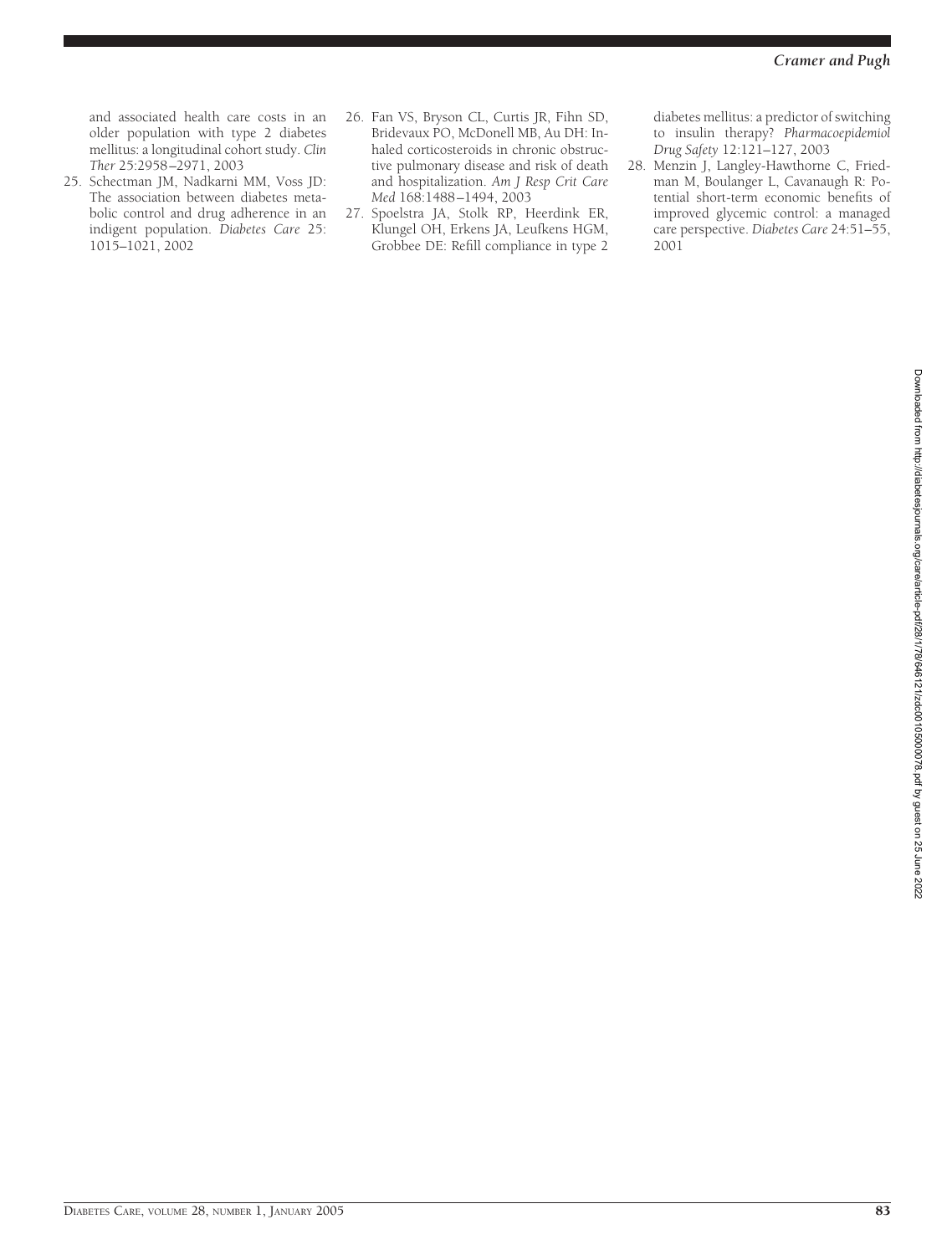and associated health care costs in an older population with type 2 diabetes mellitus: a longitudinal cohort study. *Clin Ther* 25:2958–2971, 2003

25. Schectman JM, Nadkarni MM, Voss JD: The association between diabetes metabolic control and drug adherence in an indigent population. *Diabetes Care* 25: 1015–1021, 2002
26. Fan VS, Bryson CL, Curtis JR, Fihn SD, Bridevaux PO, McDonell MB, Au DH: Inhaled corticosteroids in chronic obstructive pulmonary disease and risk of death and hospitalization. *Am J Resp Crit Care Med* 168:1488–1494, 2003
27. Spoelstra JA, Stolk RP, Heerdink ER, Klungel OH, Erkens JA, Leufkens HGM, Grobbee DE: Refill compliance in type 2 diabetes mellitus: a predictor of switching to insulin therapy? *Pharmacoepidemiol Drug Safety* 12:121–127, 2003
28. Menzin J, Langley-Hawthorne C, Friedman M, Boulanger L, Cavanaugh R: Potential short-term economic benefits of improved glycemic control: a managed care perspective. *Diabetes Care* 24:51–55, 2001